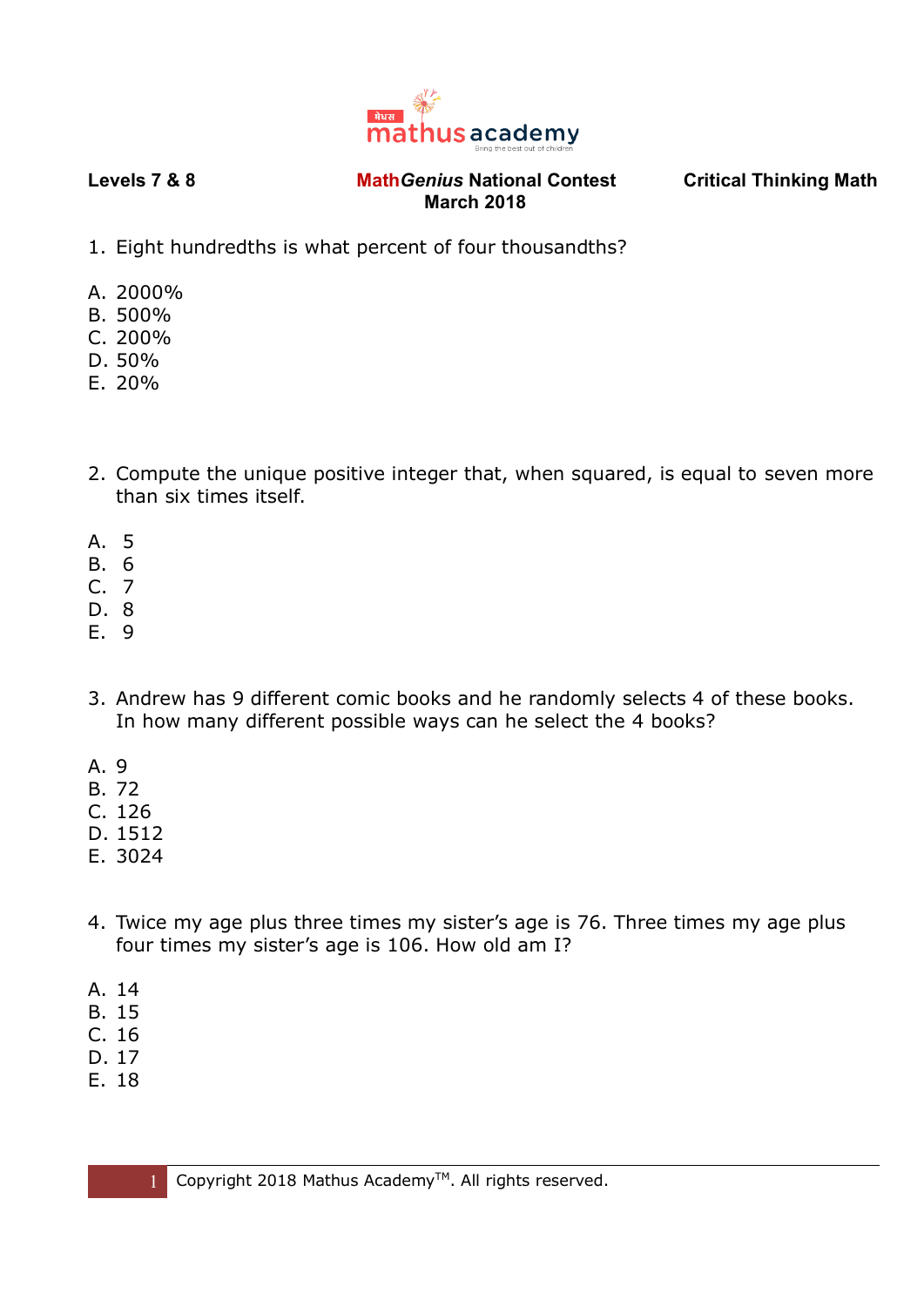**Levels 7 & 8** | **Math*Genius* National Contest March 2018** | **Critical Thinking Math**

1. Eight hundredths is what percent of four thousandths?

A. 2000%
B. 500%
C. 200%
D. 50%
E. 20%

2. Compute the unique positive integer that, when squared, is equal to seven more than six times itself.

A. 5
B. 6
C. 7
D. 8
E. 9

3. Andrew has 9 different comic books and he randomly selects 4 of these books. In how many different possible ways can he select the 4 books?

A. 9
B. 72
C. 126
D. 1512
E. 3024

4. Twice my age plus three times my sister's age is 76. Three times my age plus four times my sister's age is 106. How old am I?

A. 14
B. 15
C. 16
D. 17
E. 18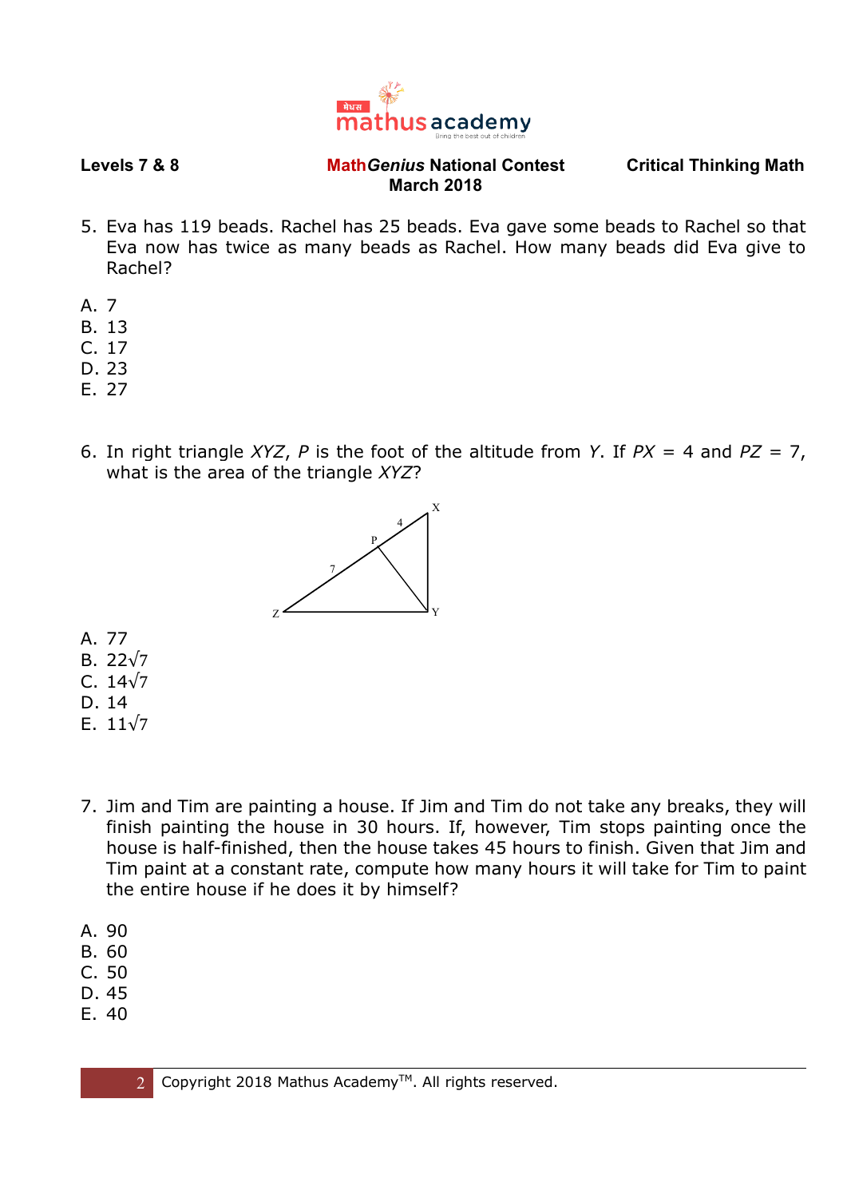Levels 7 & 8 | Math*Genius* National Contest March 2018 | Critical Thinking Math

5. Eva has 119 beads. Rachel has 25 beads. Eva gave some beads to Rachel so that Eva now has twice as many beads as Rachel. How many beads did Eva give to Rachel?

A. 7
B. 13
C. 17
D. 23
E. 27

6. In right triangle $XYZ$, $P$ is the foot of the altitude from $Y$. If $PX = 4$ and $PZ = 7$, what is the area of the triangle $XYZ$?

A. 77
B. $22\sqrt{7}$
C. $14\sqrt{7}$
D. 14
E. $11\sqrt{7}$

7. Jim and Tim are painting a house. If Jim and Tim do not take any breaks, they will finish painting the house in 30 hours. If, however, Tim stops painting once the house is half-finished, then the house takes 45 hours to finish. Given that Jim and Tim paint at a constant rate, compute how many hours it will take for Tim to paint the entire house if he does it by himself?

A. 90
B. 60
C. 50
D. 45
E. 40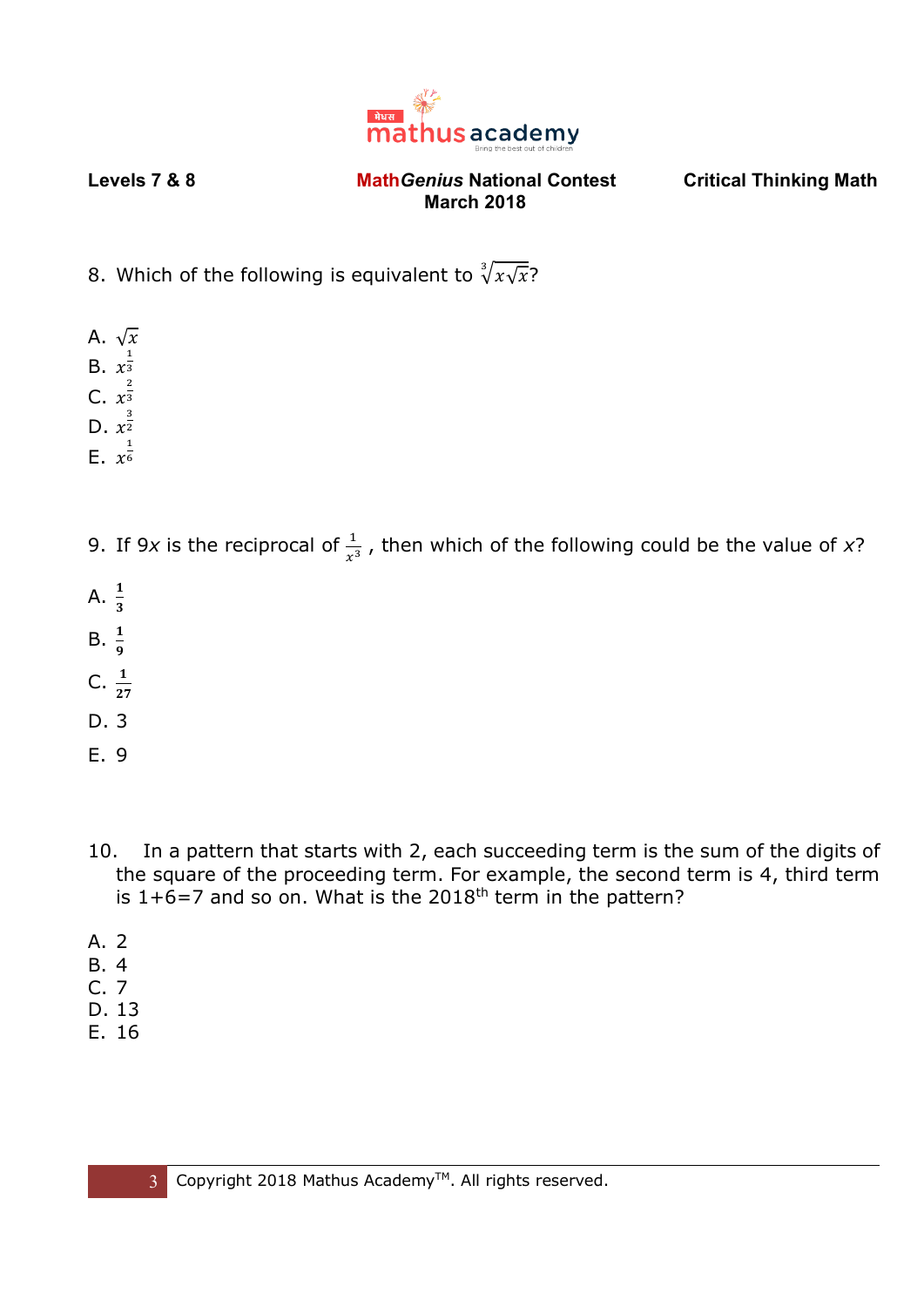8. Which of the following is equivalent to $\sqrt[3]{x\sqrt{x}}$?

A. $\sqrt{x}$
B. $x^{\frac{1}{3}}$
C. $x^{\frac{2}{3}}$
D. $x^{\frac{3}{2}}$
E. $x^{\frac{1}{6}}$

9. If $9x$ is the reciprocal of $\frac{1}{x^3}$ , then which of the following could be the value of $x$?

A. $\frac{1}{3}$
B. $\frac{1}{9}$
C. $\frac{1}{27}$
D. 3
E. 9

10. In a pattern that starts with 2, each succeeding term is the sum of the digits of the square of the proceeding term. For example, the second term is 4, third term is 1+6=7 and so on. What is the 2018th term in the pattern?

A. 2
B. 4
C. 7
D. 13
E. 16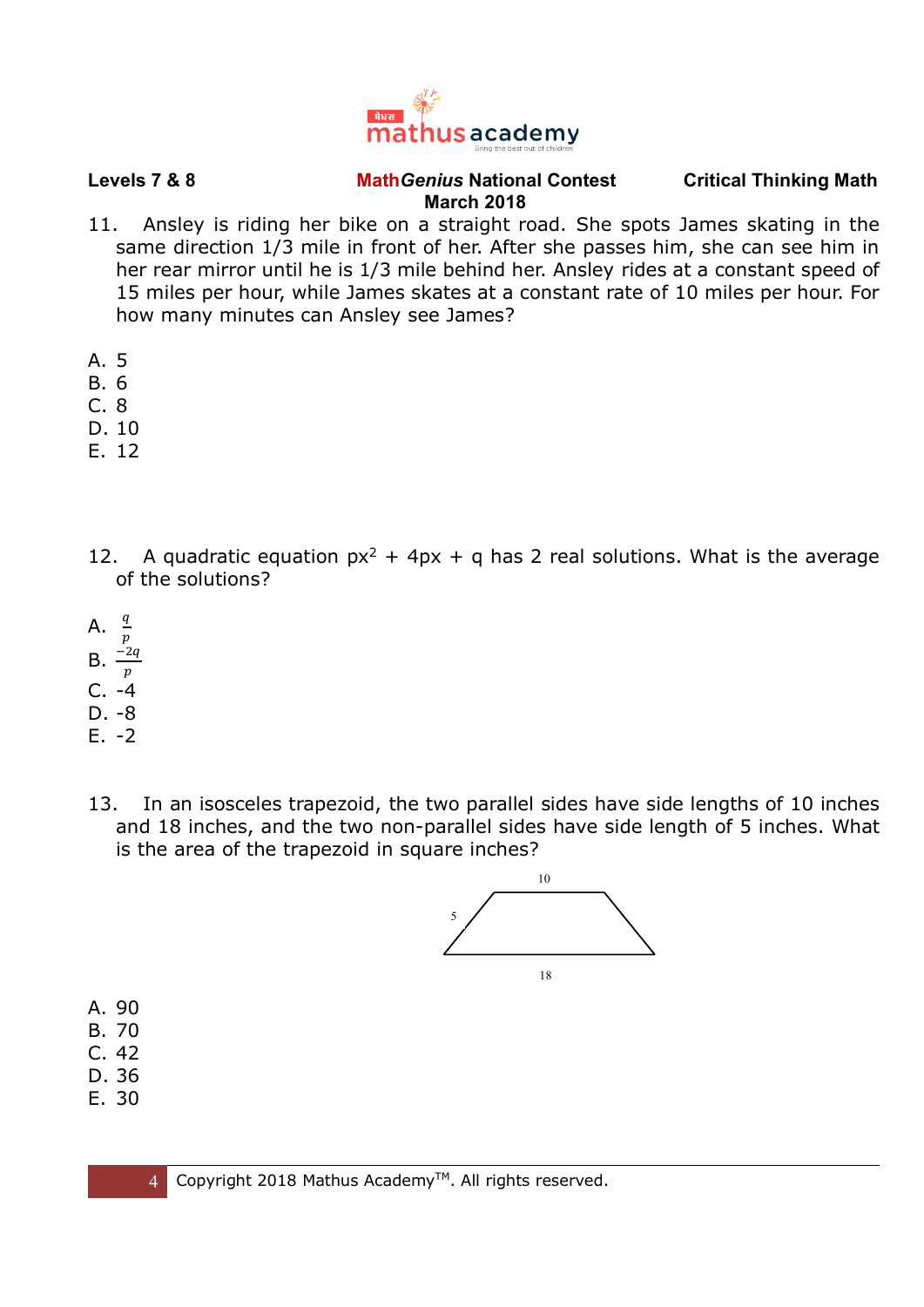11. Ansley is riding her bike on a straight road. She spots James skating in the same direction 1/3 mile in front of her. After she passes him, she can see him in her rear mirror until he is 1/3 mile behind her. Ansley rides at a constant speed of 15 miles per hour, while James skates at a constant rate of 10 miles per hour. For how many minutes can Ansley see James?

A. 5
B. 6
C. 8
D. 10
E. 12

12. A quadratic equation $px^2 + 4px + q$ has 2 real solutions. What is the average of the solutions?

A. $\frac{q}{p}$
B. $\frac{-2q}{p}$
C. -4
D. -8
E. -2

13. In an isosceles trapezoid, the two parallel sides have side lengths of 10 inches and 18 inches, and the two non-parallel sides have side length of 5 inches. What is the area of the trapezoid in square inches?

A. 90
B. 70
C. 42
D. 36
E. 30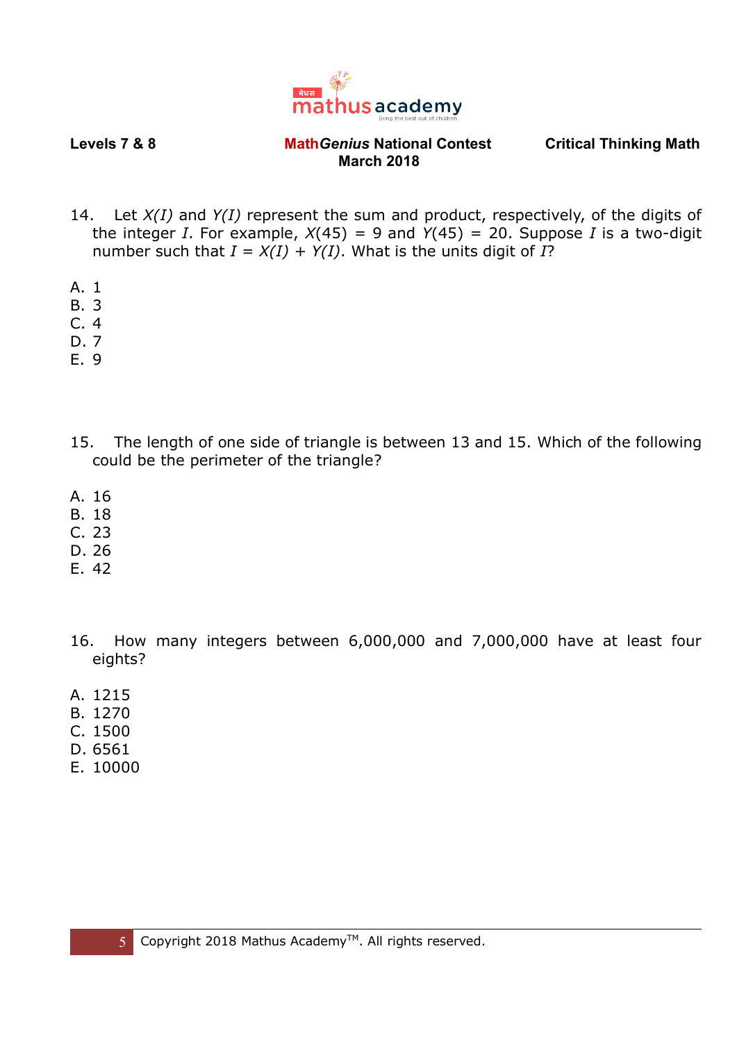14. Let $X(I)$ and $Y(I)$ represent the sum and product, respectively, of the digits of the integer $I$. For example, $X(45) = 9$ and $Y(45) = 20$. Suppose $I$ is a two-digit number such that $I = X(I) + Y(I)$. What is the units digit of $I$?

A. 1
B. 3
C. 4
D. 7
E. 9

15. The length of one side of triangle is between 13 and 15. Which of the following could be the perimeter of the triangle?

A. 16
B. 18
C. 23
D. 26
E. 42

16. How many integers between 6,000,000 and 7,000,000 have at least four eights?

A. 1215
B. 1270
C. 1500
D. 6561
E. 10000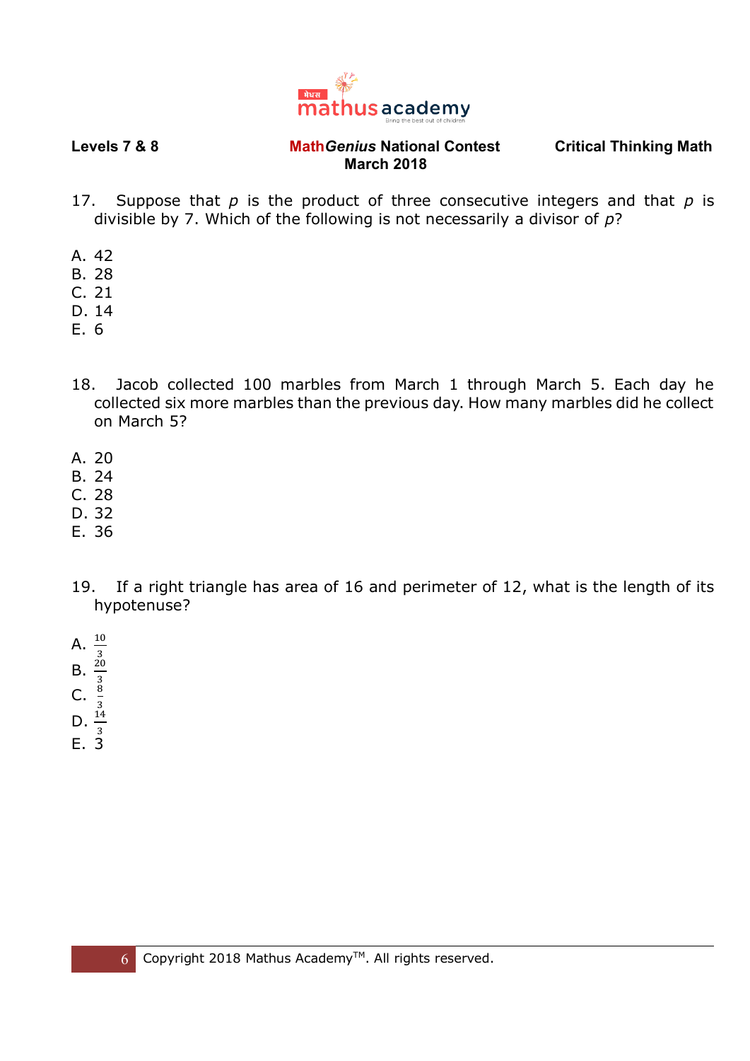17. Suppose that $p$ is the product of three consecutive integers and that $p$ is divisible by 7. Which of the following is not necessarily a divisor of $p$?

A. 42
B. 28
C. 21
D. 14
E. 6

18. Jacob collected 100 marbles from March 1 through March 5. Each day he collected six more marbles than the previous day. How many marbles did he collect on March 5?

A. 20
B. 24
C. 28
D. 32
E. 36

19. If a right triangle has area of 16 and perimeter of 12, what is the length of its hypotenuse?

A. $\frac{10}{3}$
B. $\frac{20}{3}$
C. $\frac{8}{3}$
D. $\frac{14}{3}$
E. 3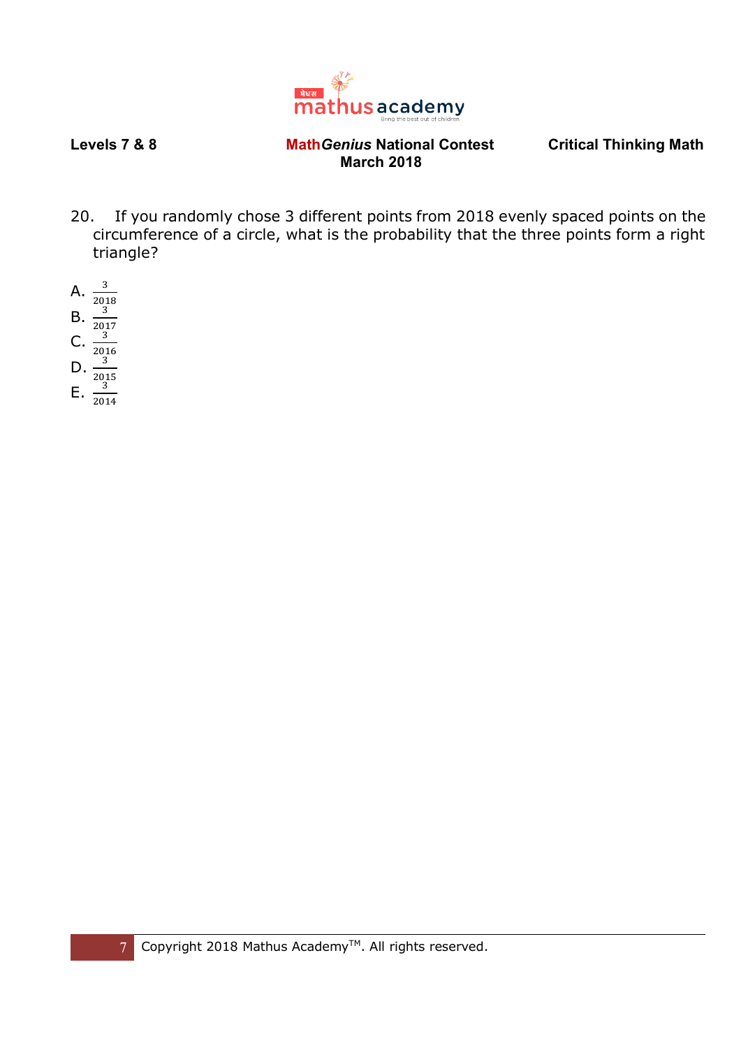**Levels 7 & 8** **Math*Genius* National Contest March 2018** **Critical Thinking Math**

20. If you randomly chose 3 different points from 2018 evenly spaced points on the circumference of a circle, what is the probability that the three points form a right triangle?

A. $\frac{3}{2018}$
B. $\frac{3}{2017}$
C. $\frac{3}{2016}$
D. $\frac{3}{2015}$
E. $\frac{3}{2014}$